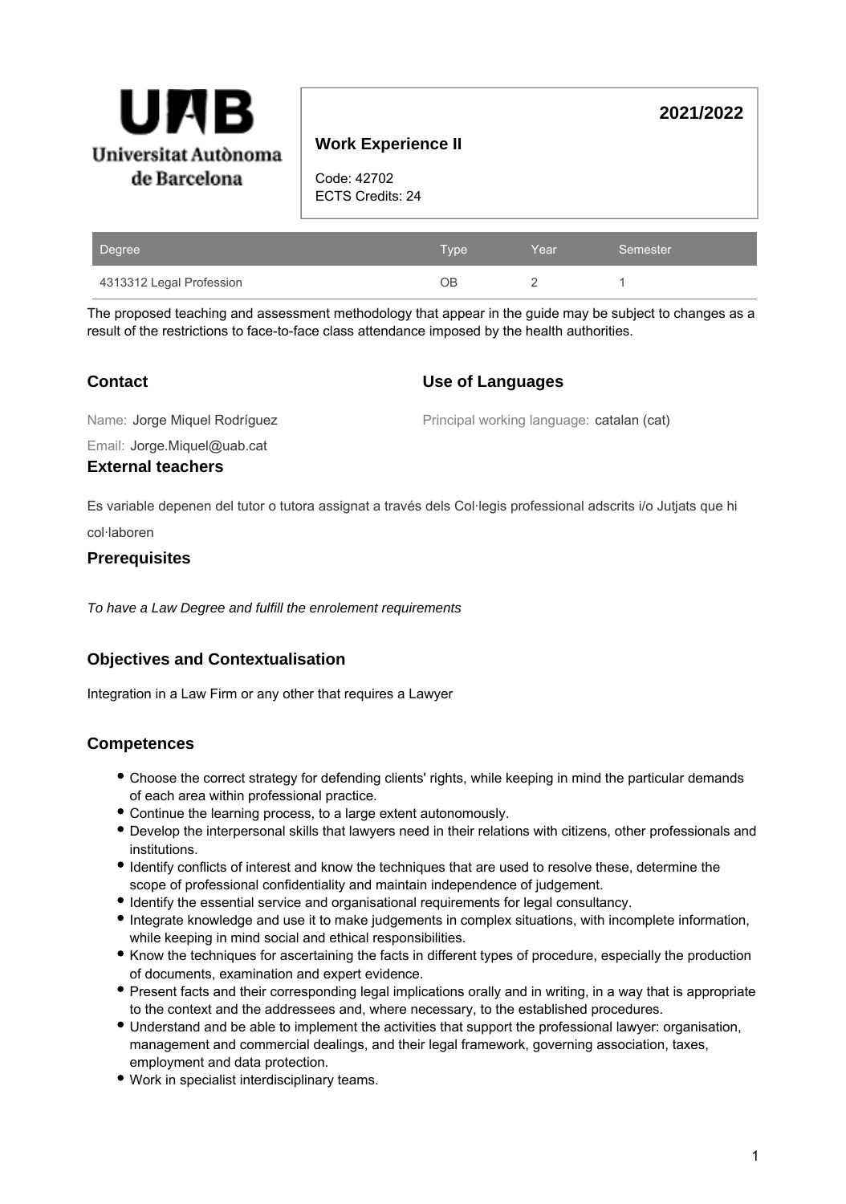UAB
Universitat Autònoma de Barcelona

# Work Experience II

**2021/2022**

Code: 42702
ECTS Credits: 24

| Degree | Type | Year | Semester |
|---|---|---|---|
| 4313312 Legal Profession | OB | 2 | 1 |

The proposed teaching and assessment methodology that appear in the guide may be subject to changes as a result of the restrictions to face-to-face class attendance imposed by the health authorities.

## Contact

Name: Jorge Miquel Rodríguez

Email: Jorge.Miquel@uab.cat

## Use of Languages

Principal working language: catalan (cat)

## External teachers

Es variable depenen del tutor o tutora assignat a través dels Col·legis professional adscrits i/o Jutjats que hi col·laboren

## Prerequisites

*To have a Law Degree and fulfill the enrolement requirements*

## Objectives and Contextualisation

Integration in a Law Firm or any other that requires a Lawyer

## Competences

- Choose the correct strategy for defending clients' rights, while keeping in mind the particular demands of each area within professional practice.
- Continue the learning process, to a large extent autonomously.
- Develop the interpersonal skills that lawyers need in their relations with citizens, other professionals and institutions.
- Identify conflicts of interest and know the techniques that are used to resolve these, determine the scope of professional confidentiality and maintain independence of judgement.
- Identify the essential service and organisational requirements for legal consultancy.
- Integrate knowledge and use it to make judgements in complex situations, with incomplete information, while keeping in mind social and ethical responsibilities.
- Know the techniques for ascertaining the facts in different types of procedure, especially the production of documents, examination and expert evidence.
- Present facts and their corresponding legal implications orally and in writing, in a way that is appropriate to the context and the addressees and, where necessary, to the established procedures.
- Understand and be able to implement the activities that support the professional lawyer: organisation, management and commercial dealings, and their legal framework, governing association, taxes, employment and data protection.
- Work in specialist interdisciplinary teams.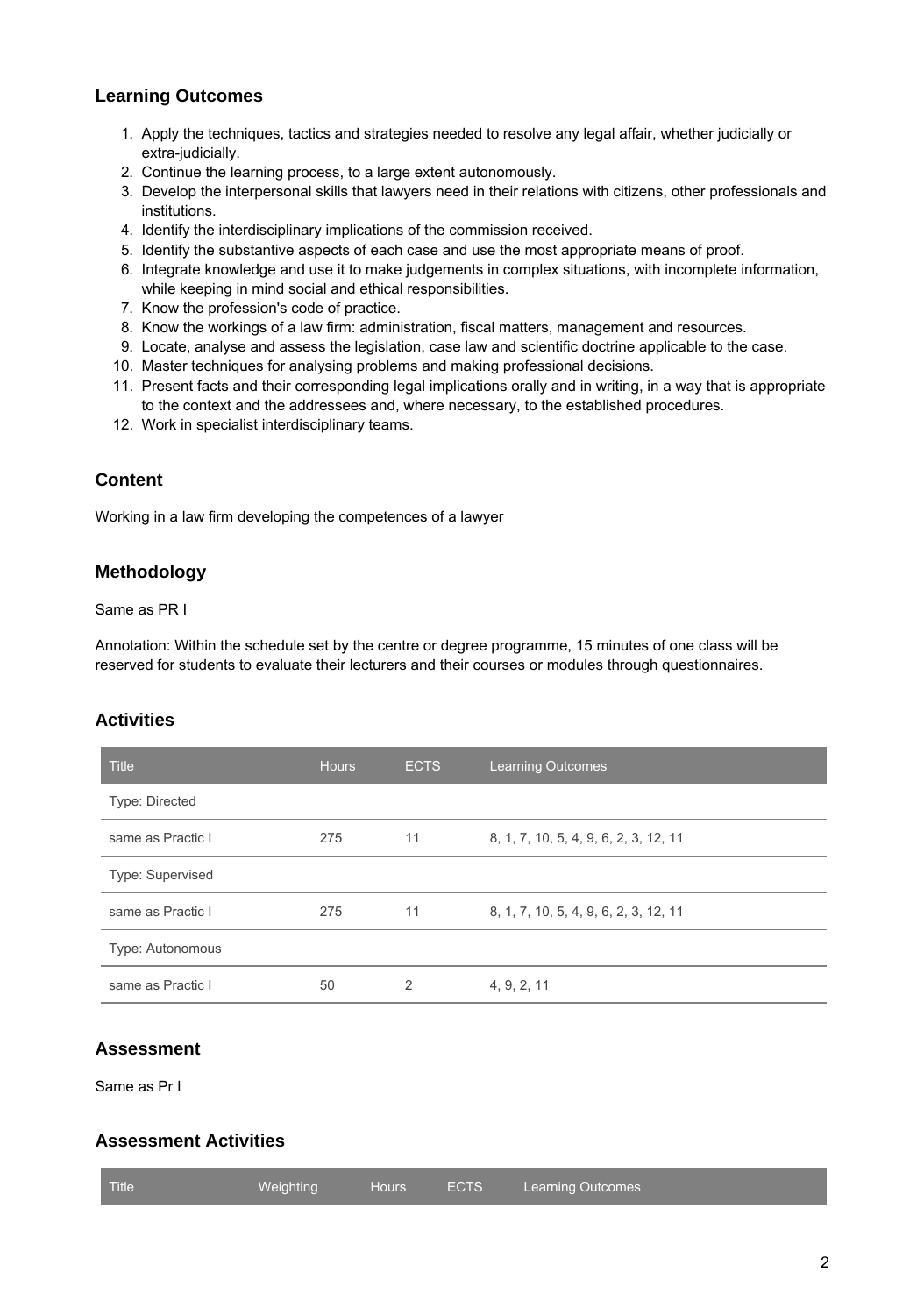## Learning Outcomes

1. Apply the techniques, tactics and strategies needed to resolve any legal affair, whether judicially or extra-judicially.
2. Continue the learning process, to a large extent autonomously.
3. Develop the interpersonal skills that lawyers need in their relations with citizens, other professionals and institutions.
4. Identify the interdisciplinary implications of the commission received.
5. Identify the substantive aspects of each case and use the most appropriate means of proof.
6. Integrate knowledge and use it to make judgements in complex situations, with incomplete information, while keeping in mind social and ethical responsibilities.
7. Know the profession's code of practice.
8. Know the workings of a law firm: administration, fiscal matters, management and resources.
9. Locate, analyse and assess the legislation, case law and scientific doctrine applicable to the case.
10. Master techniques for analysing problems and making professional decisions.
11. Present facts and their corresponding legal implications orally and in writing, in a way that is appropriate to the context and the addressees and, where necessary, to the established procedures.
12. Work in specialist interdisciplinary teams.

## Content

Working in a law firm developing the competences of a lawyer

## Methodology

Same as PR I

Annotation: Within the schedule set by the centre or degree programme, 15 minutes of one class will be reserved for students to evaluate their lecturers and their courses or modules through questionnaires.

## Activities

| Title | Hours | ECTS | Learning Outcomes |
|---|---|---|---|
| Type: Directed | | | |
| same as Practic I | 275 | 11 | 8, 1, 7, 10, 5, 4, 9, 6, 2, 3, 12, 11 |
| Type: Supervised | | | |
| same as Practic I | 275 | 11 | 8, 1, 7, 10, 5, 4, 9, 6, 2, 3, 12, 11 |
| Type: Autonomous | | | |
| same as Practic I | 50 | 2 | 4, 9, 2, 11 |

## Assessment

Same as Pr I

## Assessment Activities

| Title | Weighting | Hours | ECTS | Learning Outcomes |
|---|---|---|---|---|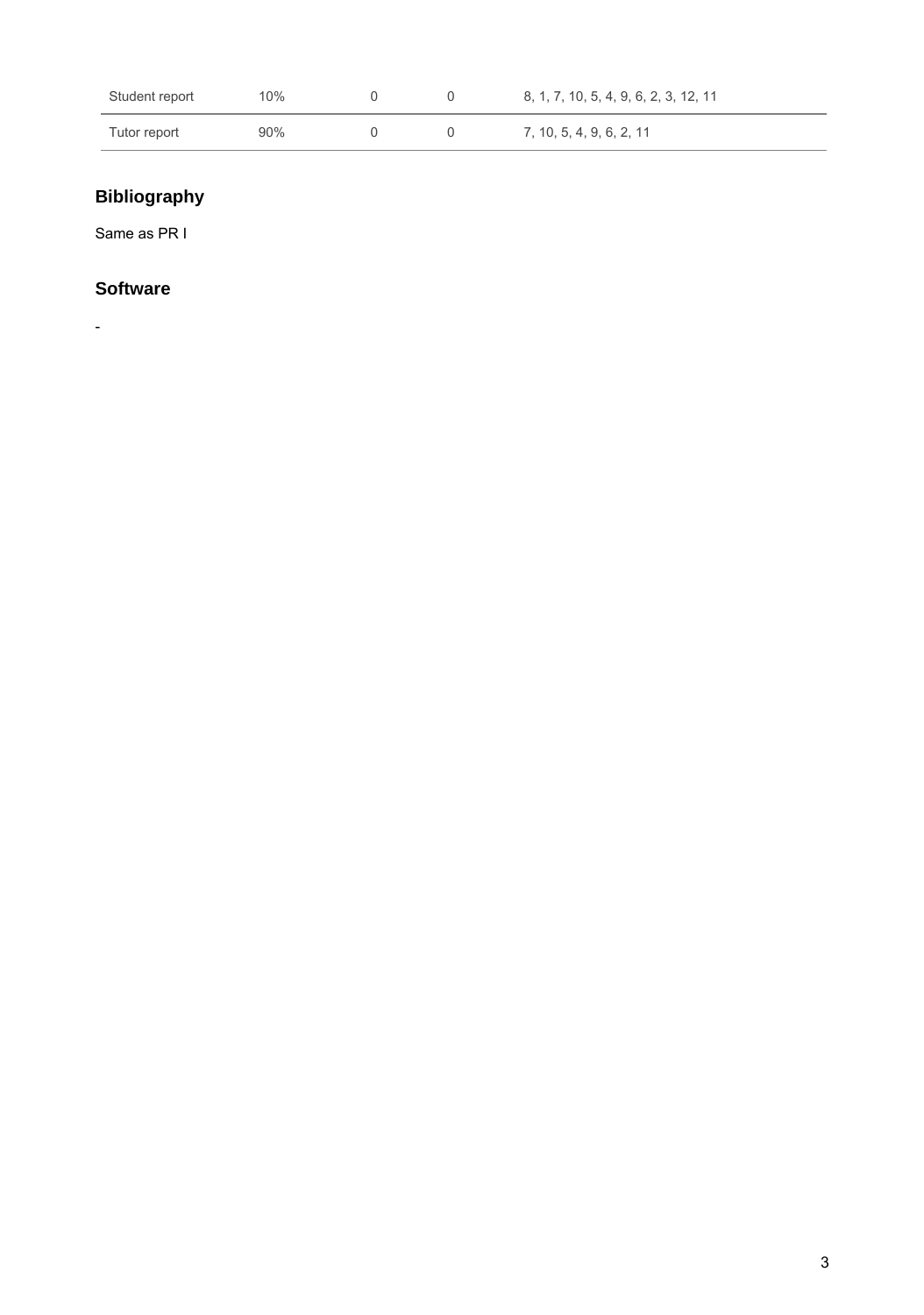| | | | | |
|---|---|---|---|---|
| Student report | 10% | 0 | 0 | 8, 1, 7, 10, 5, 4, 9, 6, 2, 3, 12, 11 |
| Tutor report | 90% | 0 | 0 | 7, 10, 5, 4, 9, 6, 2, 11 |

## Bibliography

Same as PR I

## Software

-